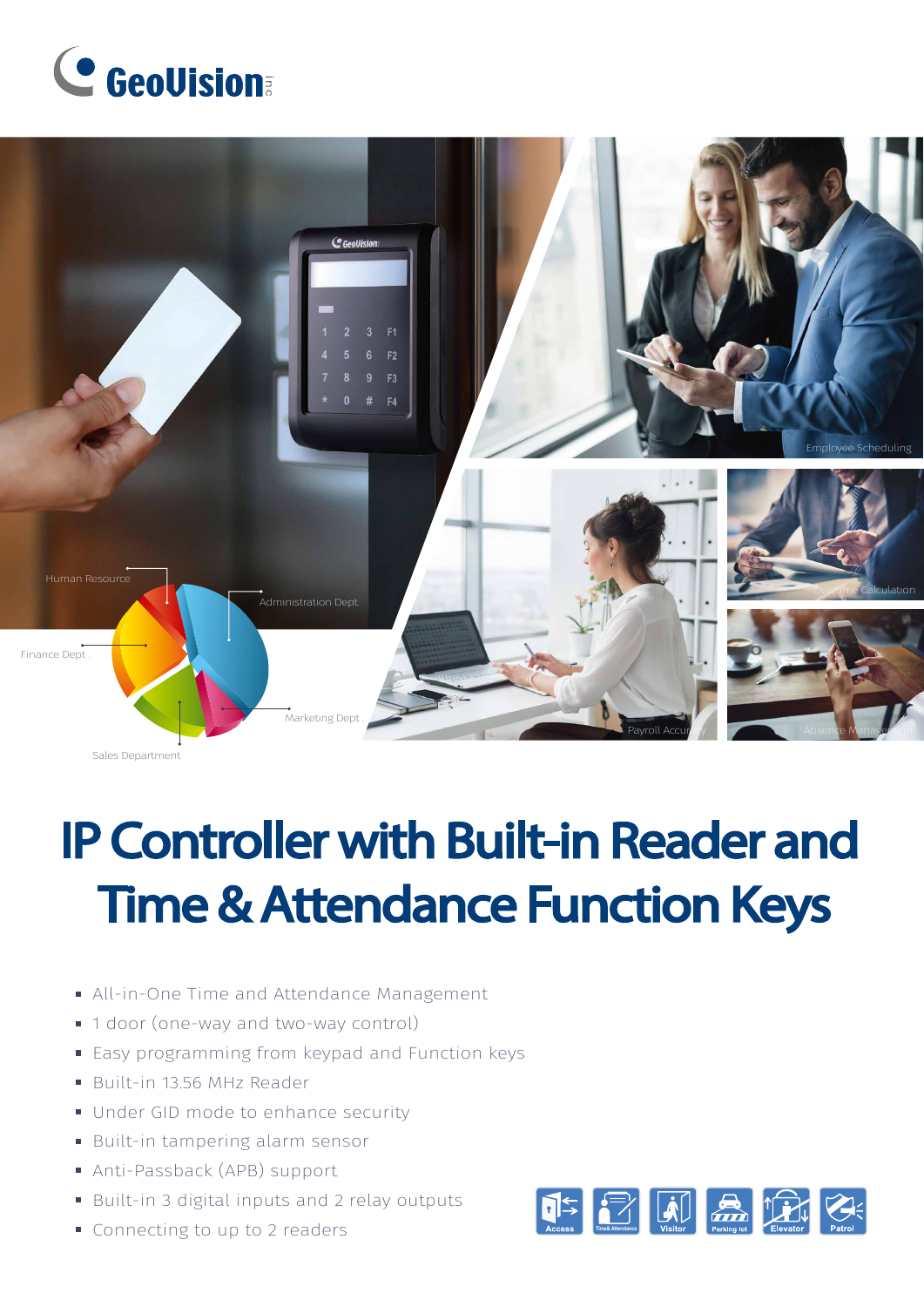# IP Controller with Built-in Reader and Time & Attendance Function Keys

- All-in-One Time and Attendance Management
- 1 door (one-way and two-way control)
- Easy programming from keypad and Function keys
- Built-in 13.56 MHz Reader
- Under GID mode to enhance security
- Built-in tampering alarm sensor
- Anti-Passback (APB) support
- Built-in 3 digital inputs and 2 relay outputs
- Connecting to up to 2 readers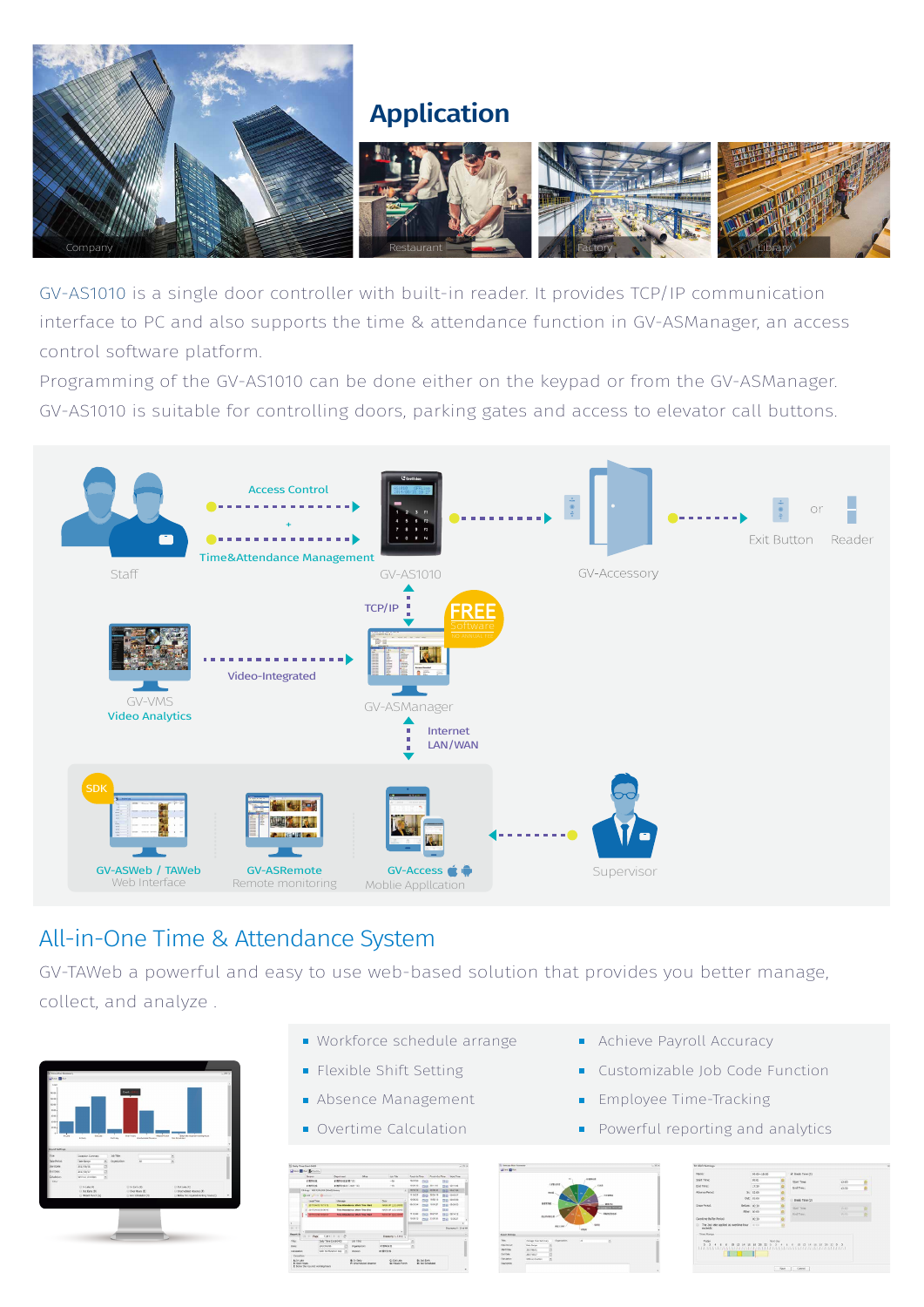## Application

Company | Restaurant | Factory | Library

GV-AS1010 is a single door controller with built-in reader. It provides TCP/IP communication interface to PC and also supports the time & attendance function in GV-ASManager, an access control software platform.

Programming of the GV-AS1010 can be done either on the keypad or from the GV-ASManager.

GV-AS1010 is suitable for controlling doors, parking gates and access to elevator call buttons.

Staff — Access Control + Time&Attendance Management — GV-AS1010 — GV-Accessory — Exit Button or Reader

TCP/IP

GV-VMS Video Analytics — Video-Integrated — GV-ASManager (FREE Software)

Internet LAN/WAN

SDK

GV-ASWeb / TAWeb Web Interface

GV-ASRemote Remote monitoring

GV-Access Mobile Application

Supervisor

## All-in-One Time & Attendance System

GV-TAWeb a powerful and easy to use web-based solution that provides you better manage, collect, and analyze .

- Workforce schedule arrange
- Flexible Shift Setting
- Absence Management
- Overtime Calculation
- Achieve Payroll Accuracy
- Customizable Job Code Function
- Employee Time-Tracking
- Powerful reporting and analytics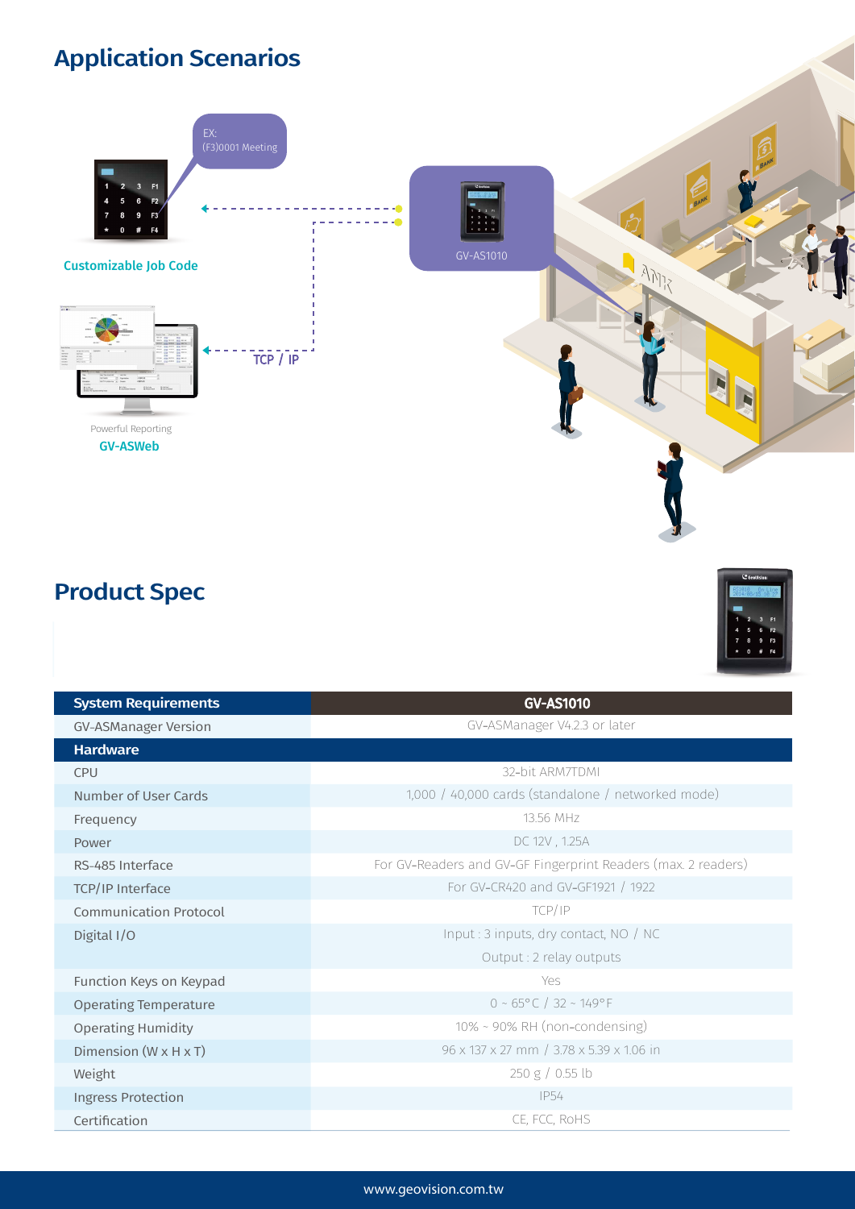## Application Scenarios

EX:
(F3)0001 Meeting

Customizable Job Code

GV-AS1010

TCP / IP

Powerful Reporting
GV-ASWeb

## Product Spec

| System Requirements | GV-AS1010 |
| --- | --- |
| GV-ASManager Version | GV-ASManager V4.2.3 or later |
| **Hardware** | |
| CPU | 32-bit ARM7TDMI |
| Number of User Cards | 1,000 / 40,000 cards (standalone / networked mode) |
| Frequency | 13.56 MHz |
| Power | DC 12V , 1.25A |
| RS-485 Interface | For GV-Readers and GV-GF Fingerprint Readers (max. 2 readers) |
| TCP/IP Interface | For GV-CR420 and GV-GF1921 / 1922 |
| Communication Protocol | TCP/IP |
| Digital I/O | Input : 3 inputs, dry contact, NO / NC<br>Output : 2 relay outputs |
| Function Keys on Keypad | Yes |
| Operating Temperature | 0 ~ 65°C / 32 ~ 149°F |
| Operating Humidity | 10% ~ 90% RH (non-condensing) |
| Dimension (W x H x T) | 96 x 137 x 27 mm / 3.78 x 5.39 x 1.06 in |
| Weight | 250 g / 0.55 lb |
| Ingress Protection | IP54 |
| Certification | CE, FCC, RoHS |

www.geovision.com.tw